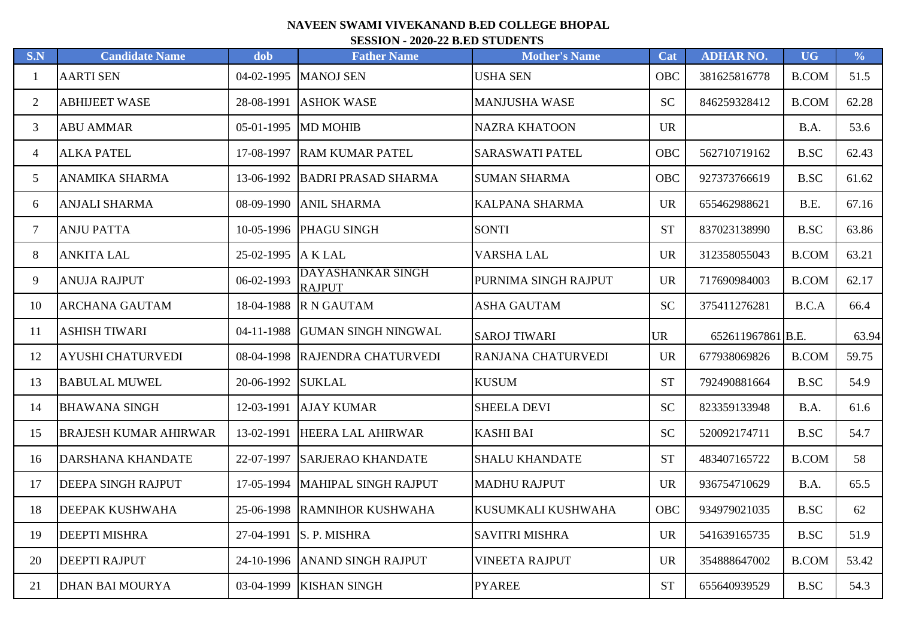# NAVEEN SWAMI VIVEKANAND B.ED COLLEGE BHOPAL

## SESSION - 2020-22 B.ED STUDENTS

| S.N | Candidate Name | dob | Father Name | Mother's Name | Cat | ADHAR NO. | UG | % |
|---|---|---|---|---|---|---|---|---|
| 1 | AARTI SEN | 04-02-1995 | MANOJ SEN | USHA SEN | OBC | 381625816778 | B.COM | 51.5 |
| 2 | ABHIJEET WASE | 28-08-1991 | ASHOK WASE | MANJUSHA WASE | SC | 846259328412 | B.COM | 62.28 |
| 3 | ABU AMMAR | 05-01-1995 | MD MOHIB | NAZRA KHATOON | UR | | B.A. | 53.6 |
| 4 | ALKA PATEL | 17-08-1997 | RAM KUMAR PATEL | SARASWATI PATEL | OBC | 562710719162 | B.SC | 62.43 |
| 5 | ANAMIKA SHARMA | 13-06-1992 | BADRI PRASAD SHARMA | SUMAN SHARMA | OBC | 927373766619 | B.SC | 61.62 |
| 6 | ANJALI SHARMA | 08-09-1990 | ANIL SHARMA | KALPANA SHARMA | UR | 655462988621 | B.E. | 67.16 |
| 7 | ANJU PATTA | 10-05-1996 | PHAGU SINGH | SONTI | ST | 837023138990 | B.SC | 63.86 |
| 8 | ANKITA LAL | 25-02-1995 | A K LAL | VARSHA LAL | UR | 312358055043 | B.COM | 63.21 |
| 9 | ANUJA RAJPUT | 06-02-1993 | DAYASHANKAR SINGH RAJPUT | PURNIMA SINGH RAJPUT | UR | 717690984003 | B.COM | 62.17 |
| 10 | ARCHANA GAUTAM | 18-04-1988 | R N GAUTAM | ASHA GAUTAM | SC | 375411276281 | B.C.A | 66.4 |
| 11 | ASHISH TIWARI | 04-11-1988 | GUMAN SINGH NINGWAL | SAROJ TIWARI | UR | 652611967861 | B.E. | 63.94 |
| 12 | AYUSHI CHATURVEDI | 08-04-1998 | RAJENDRA CHATURVEDI | RANJANA CHATURVEDI | UR | 677938069826 | B.COM | 59.75 |
| 13 | BABULAL MUWEL | 20-06-1992 | SUKLAL | KUSUM | ST | 792490881664 | B.SC | 54.9 |
| 14 | BHAWANA SINGH | 12-03-1991 | AJAY KUMAR | SHEELA DEVI | SC | 823359133948 | B.A. | 61.6 |
| 15 | BRAJESH KUMAR AHIRWAR | 13-02-1991 | HEERA LAL AHIRWAR | KASHI BAI | SC | 520092174711 | B.SC | 54.7 |
| 16 | DARSHANA KHANDATE | 22-07-1997 | SARJERAO KHANDATE | SHALU KHANDATE | ST | 483407165722 | B.COM | 58 |
| 17 | DEEPA SINGH RAJPUT | 17-05-1994 | MAHIPAL SINGH RAJPUT | MADHU RAJPUT | UR | 936754710629 | B.A. | 65.5 |
| 18 | DEEPAK KUSHWAHA | 25-06-1998 | RAMNIHOR KUSHWAHA | KUSUMKALI KUSHWAHA | OBC | 934979021035 | B.SC | 62 |
| 19 | DEEPTI MISHRA | 27-04-1991 | S. P. MISHRA | SAVITRI MISHRA | UR | 541639165735 | B.SC | 51.9 |
| 20 | DEEPTI RAJPUT | 24-10-1996 | ANAND SINGH RAJPUT | VINEETA RAJPUT | UR | 354888647002 | B.COM | 53.42 |
| 21 | DHAN BAI MOURYA | 03-04-1999 | KISHAN SINGH | PYAREE | ST | 655640939529 | B.SC | 54.3 |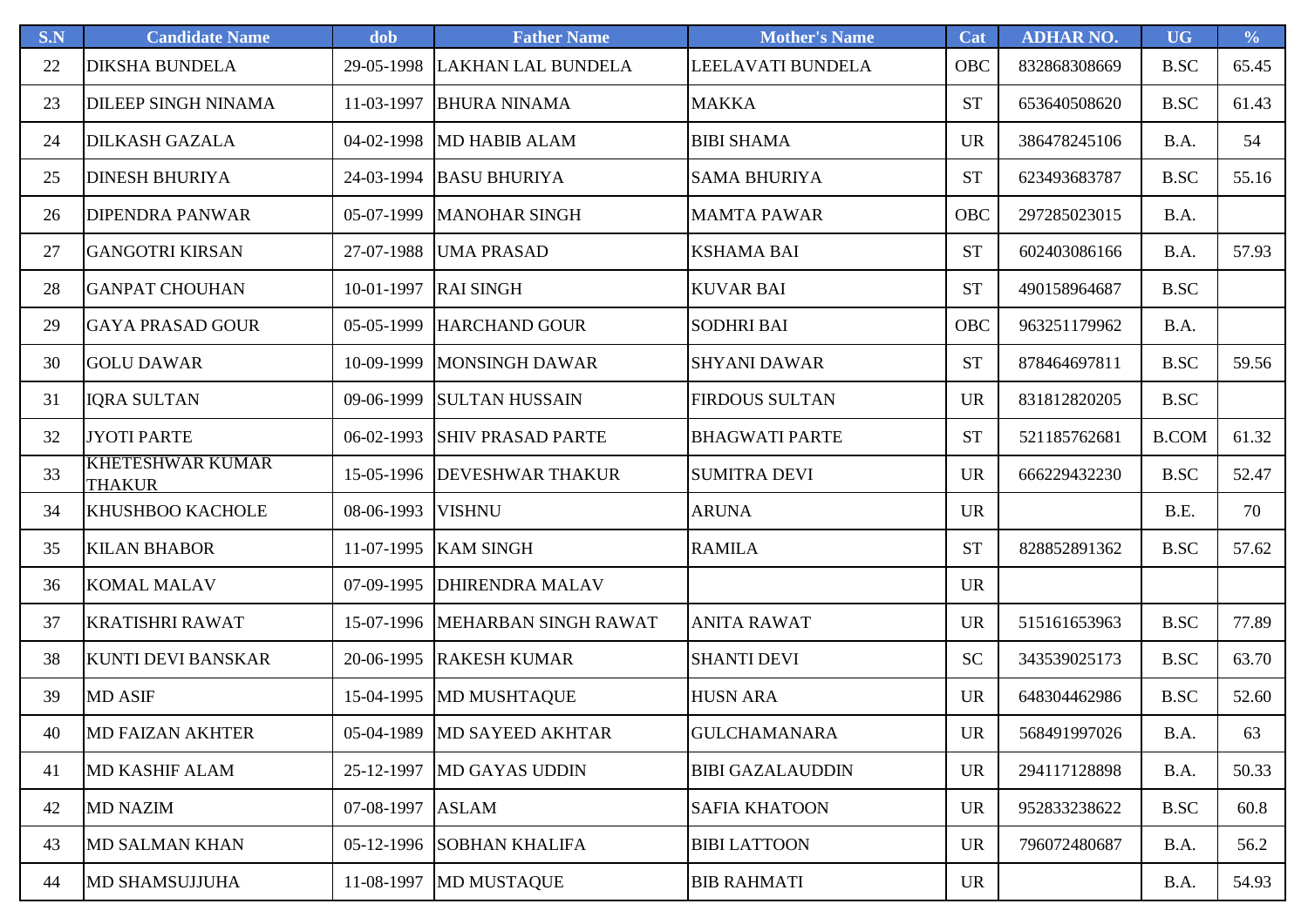| S.N | Candidate Name | dob | Father Name | Mother's Name | Cat | ADHAR NO. | UG | % |
|---|---|---|---|---|---|---|---|---|
| 22 | DIKSHA BUNDELA | 29-05-1998 | LAKHAN LAL BUNDELA | LEELAVATI BUNDELA | OBC | 832868308669 | B.SC | 65.45 |
| 23 | DILEEP SINGH NINAMA | 11-03-1997 | BHURA NINAMA | MAKKA | ST | 653640508620 | B.SC | 61.43 |
| 24 | DILKASH GAZALA | 04-02-1998 | MD HABIB ALAM | BIBI SHAMA | UR | 386478245106 | B.A. | 54 |
| 25 | DINESH BHURIYA | 24-03-1994 | BASU BHURIYA | SAMA BHURIYA | ST | 623493683787 | B.SC | 55.16 |
| 26 | DIPENDRA PANWAR | 05-07-1999 | MANOHAR SINGH | MAMTA PAWAR | OBC | 297285023015 | B.A. | |
| 27 | GANGOTRI KIRSAN | 27-07-1988 | UMA PRASAD | KSHAMA BAI | ST | 602403086166 | B.A. | 57.93 |
| 28 | GANPAT CHOUHAN | 10-01-1997 | RAI SINGH | KUVAR BAI | ST | 490158964687 | B.SC | |
| 29 | GAYA PRASAD GOUR | 05-05-1999 | HARCHAND GOUR | SODHRI BAI | OBC | 963251179962 | B.A. | |
| 30 | GOLU DAWAR | 10-09-1999 | MONSINGH DAWAR | SHYANI DAWAR | ST | 878464697811 | B.SC | 59.56 |
| 31 | IQRA SULTAN | 09-06-1999 | SULTAN HUSSAIN | FIRDOUS SULTAN | UR | 831812820205 | B.SC | |
| 32 | JYOTI PARTE | 06-02-1993 | SHIV PRASAD PARTE | BHAGWATI PARTE | ST | 521185762681 | B.COM | 61.32 |
| 33 | KHETESHWAR KUMAR THAKUR | 15-05-1996 | DEVESHWAR THAKUR | SUMITRA DEVI | UR | 666229432230 | B.SC | 52.47 |
| 34 | KHUSHBOO KACHOLE | 08-06-1993 | VISHNU | ARUNA | UR | | B.E. | 70 |
| 35 | KILAN BHABOR | 11-07-1995 | KAM SINGH | RAMILA | ST | 828852891362 | B.SC | 57.62 |
| 36 | KOMAL MALAV | 07-09-1995 | DHIRENDRA MALAV | | UR | | | |
| 37 | KRATISHRI RAWAT | 15-07-1996 | MEHARBAN SINGH RAWAT | ANITA RAWAT | UR | 515161653963 | B.SC | 77.89 |
| 38 | KUNTI DEVI BANSKAR | 20-06-1995 | RAKESH KUMAR | SHANTI DEVI | SC | 343539025173 | B.SC | 63.70 |
| 39 | MD ASIF | 15-04-1995 | MD MUSHTAQUE | HUSN ARA | UR | 648304462986 | B.SC | 52.60 |
| 40 | MD FAIZAN AKHTER | 05-04-1989 | MD SAYEED AKHTAR | GULCHAMANARA | UR | 568491997026 | B.A. | 63 |
| 41 | MD KASHIF ALAM | 25-12-1997 | MD GAYAS UDDIN | BIBI GAZALAUDDIN | UR | 294117128898 | B.A. | 50.33 |
| 42 | MD NAZIM | 07-08-1997 | ASLAM | SAFIA KHATOON | UR | 952833238622 | B.SC | 60.8 |
| 43 | MD SALMAN KHAN | 05-12-1996 | SOBHAN KHALIFA | BIBI LATTOON | UR | 796072480687 | B.A. | 56.2 |
| 44 | MD SHAMSUJJUHA | 11-08-1997 | MD MUSTAQUE | BIB RAHMATI | UR | | B.A. | 54.93 |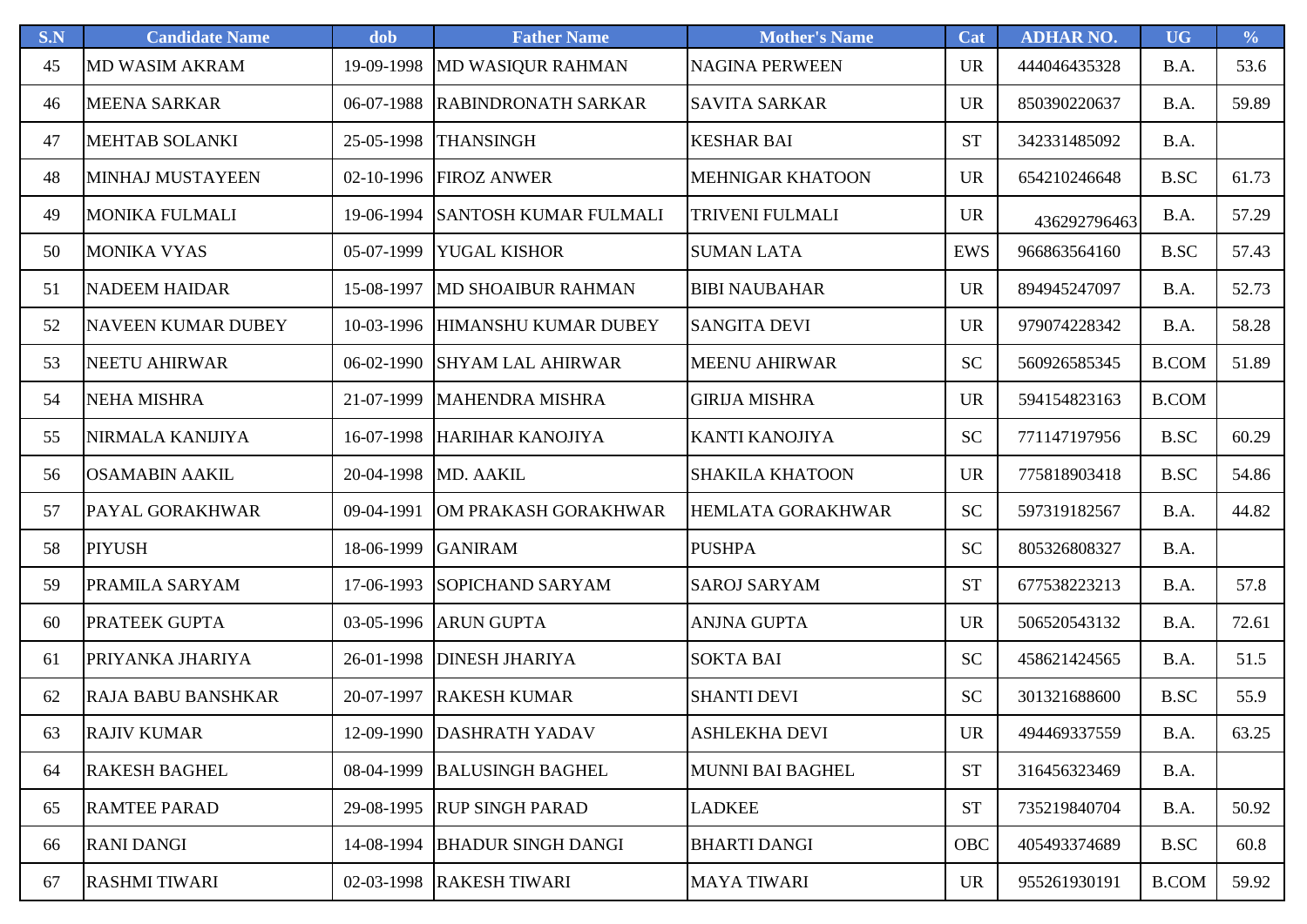| S.N | Candidate Name | dob | Father Name | Mother's Name | Cat | ADHAR NO. | UG | % |
|---|---|---|---|---|---|---|---|---|
| 45 | MD WASIM AKRAM | 19-09-1998 | MD WASIQUR RAHMAN | NAGINA PERWEEN | UR | 444046435328 | B.A. | 53.6 |
| 46 | MEENA SARKAR | 06-07-1988 | RABINDRONATH SARKAR | SAVITA SARKAR | UR | 850390220637 | B.A. | 59.89 |
| 47 | MEHTAB SOLANKI | 25-05-1998 | THANSINGH | KESHAR BAI | ST | 342331485092 | B.A. | |
| 48 | MINHAJ MUSTAYEEN | 02-10-1996 | FIROZ ANWER | MEHNIGAR KHATOON | UR | 654210246648 | B.SC | 61.73 |
| 49 | MONIKA FULMALI | 19-06-1994 | SANTOSH KUMAR FULMALI | TRIVENI FULMALI | UR | 436292796463 | B.A. | 57.29 |
| 50 | MONIKA VYAS | 05-07-1999 | YUGAL KISHOR | SUMAN LATA | EWS | 966863564160 | B.SC | 57.43 |
| 51 | NADEEM HAIDAR | 15-08-1997 | MD SHOAIBUR RAHMAN | BIBI NAUBAHAR | UR | 894945247097 | B.A. | 52.73 |
| 52 | NAVEEN KUMAR DUBEY | 10-03-1996 | HIMANSHU KUMAR DUBEY | SANGITA DEVI | UR | 979074228342 | B.A. | 58.28 |
| 53 | NEETU AHIRWAR | 06-02-1990 | SHYAM LAL AHIRWAR | MEENU AHIRWAR | SC | 560926585345 | B.COM | 51.89 |
| 54 | NEHA MISHRA | 21-07-1999 | MAHENDRA MISHRA | GIRIJA MISHRA | UR | 594154823163 | B.COM | |
| 55 | NIRMALA KANIJIYA | 16-07-1998 | HARIHAR KANOJIYA | KANTI KANOJIYA | SC | 771147197956 | B.SC | 60.29 |
| 56 | OSAMABIN AAKIL | 20-04-1998 | MD. AAKIL | SHAKILA KHATOON | UR | 775818903418 | B.SC | 54.86 |
| 57 | PAYAL GORAKHWAR | 09-04-1991 | OM PRAKASH GORAKHWAR | HEMLATA GORAKHWAR | SC | 597319182567 | B.A. | 44.82 |
| 58 | PIYUSH | 18-06-1999 | GANIRAM | PUSHPA | SC | 805326808327 | B.A. | |
| 59 | PRAMILA SARYAM | 17-06-1993 | SOPICHAND SARYAM | SAROJ SARYAM | ST | 677538223213 | B.A. | 57.8 |
| 60 | PRATEEK GUPTA | 03-05-1996 | ARUN GUPTA | ANJNA GUPTA | UR | 506520543132 | B.A. | 72.61 |
| 61 | PRIYANKA JHARIYA | 26-01-1998 | DINESH JHARIYA | SOKTA BAI | SC | 458621424565 | B.A. | 51.5 |
| 62 | RAJA BABU BANSHKAR | 20-07-1997 | RAKESH KUMAR | SHANTI DEVI | SC | 301321688600 | B.SC | 55.9 |
| 63 | RAJIV KUMAR | 12-09-1990 | DASHRATH YADAV | ASHLEKHA DEVI | UR | 494469337559 | B.A. | 63.25 |
| 64 | RAKESH BAGHEL | 08-04-1999 | BALUSINGH BAGHEL | MUNNI BAI BAGHEL | ST | 316456323469 | B.A. | |
| 65 | RAMTEE PARAD | 29-08-1995 | RUP SINGH PARAD | LADKEE | ST | 735219840704 | B.A. | 50.92 |
| 66 | RANI DANGI | 14-08-1994 | BHADUR SINGH DANGI | BHARTI DANGI | OBC | 405493374689 | B.SC | 60.8 |
| 67 | RASHMI TIWARI | 02-03-1998 | RAKESH TIWARI | MAYA TIWARI | UR | 955261930191 | B.COM | 59.92 |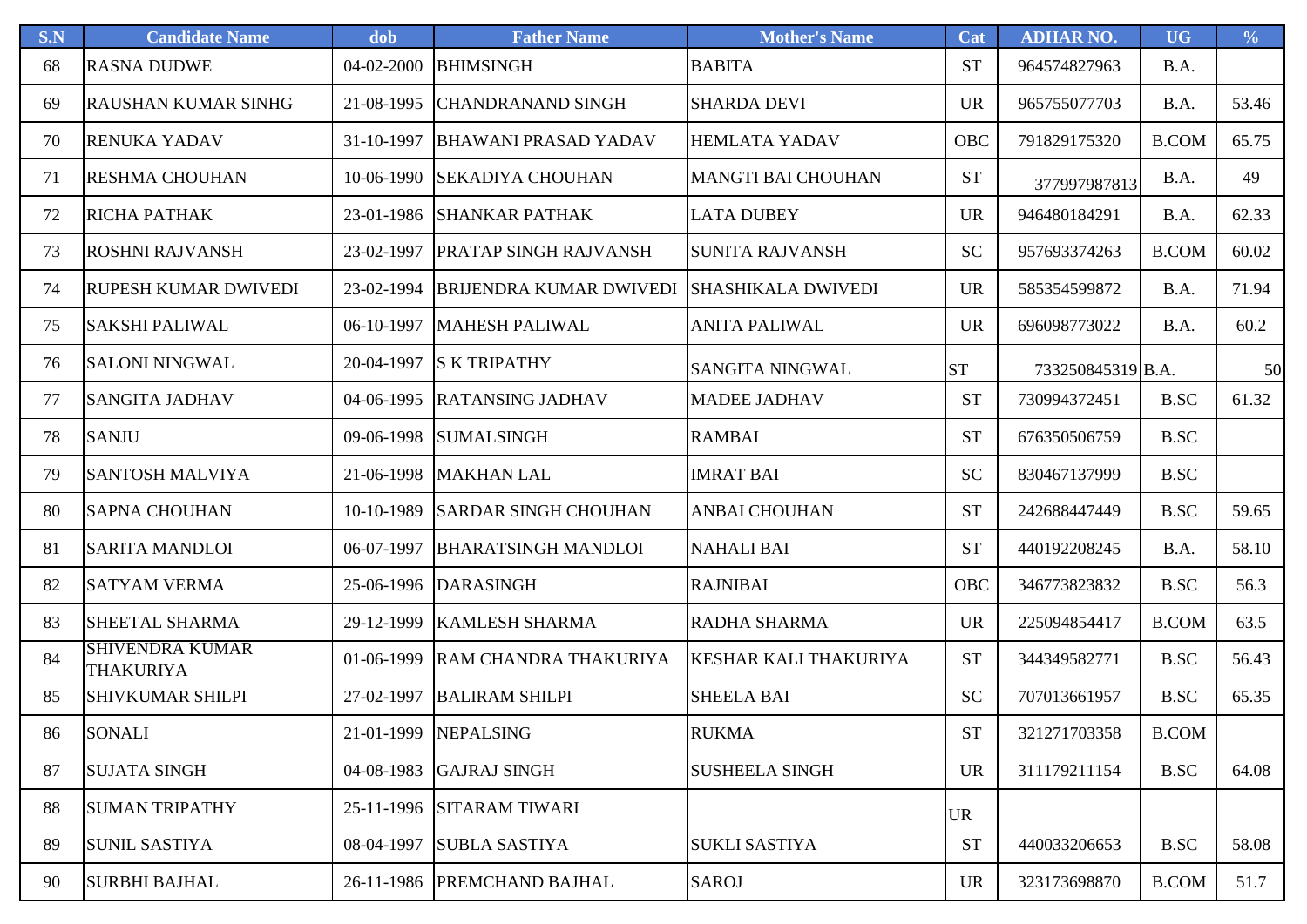| S.N | Candidate Name | dob | Father Name | Mother's Name | Cat | ADHAR NO. | UG | % |
|---|---|---|---|---|---|---|---|---|
| 68 | RASNA DUDWE | 04-02-2000 | BHIMSINGH | BABITA | ST | 964574827963 | B.A. | |
| 69 | RAUSHAN KUMAR SINHG | 21-08-1995 | CHANDRANAND SINGH | SHARDA DEVI | UR | 965755077703 | B.A. | 53.46 |
| 70 | RENUKA YADAV | 31-10-1997 | BHAWANI PRASAD YADAV | HEMLATA YADAV | OBC | 791829175320 | B.COM | 65.75 |
| 71 | RESHMA CHOUHAN | 10-06-1990 | SEKADIYA CHOUHAN | MANGTI BAI CHOUHAN | ST | 377997987813 | B.A. | 49 |
| 72 | RICHA PATHAK | 23-01-1986 | SHANKAR PATHAK | LATA DUBEY | UR | 946480184291 | B.A. | 62.33 |
| 73 | ROSHNI RAJVANSH | 23-02-1997 | PRATAP SINGH RAJVANSH | SUNITA RAJVANSH | SC | 957693374263 | B.COM | 60.02 |
| 74 | RUPESH KUMAR DWIVEDI | 23-02-1994 | BRIJENDRA KUMAR DWIVEDI | SHASHIKALA DWIVEDI | UR | 585354599872 | B.A. | 71.94 |
| 75 | SAKSHI PALIWAL | 06-10-1997 | MAHESH PALIWAL | ANITA PALIWAL | UR | 696098773022 | B.A. | 60.2 |
| 76 | SALONI NINGWAL | 20-04-1997 | S K TRIPATHY | SANGITA NINGWAL | ST | 733250845319 | B.A. | 50 |
| 77 | SANGITA JADHAV | 04-06-1995 | RATANSING JADHAV | MADEE JADHAV | ST | 730994372451 | B.SC | 61.32 |
| 78 | SANJU | 09-06-1998 | SUMALSINGH | RAMBAI | ST | 676350506759 | B.SC | |
| 79 | SANTOSH MALVIYA | 21-06-1998 | MAKHAN LAL | IMRAT BAI | SC | 830467137999 | B.SC | |
| 80 | SAPNA CHOUHAN | 10-10-1989 | SARDAR SINGH CHOUHAN | ANBAI CHOUHAN | ST | 242688447449 | B.SC | 59.65 |
| 81 | SARITA MANDLOI | 06-07-1997 | BHARATSINGH MANDLOI | NAHALI BAI | ST | 440192208245 | B.A. | 58.10 |
| 82 | SATYAM VERMA | 25-06-1996 | DARASINGH | RAJNIBAI | OBC | 346773823832 | B.SC | 56.3 |
| 83 | SHEETAL SHARMA | 29-12-1999 | KAMLESH SHARMA | RADHA SHARMA | UR | 225094854417 | B.COM | 63.5 |
| 84 | SHIVENDRA KUMAR THAKURIYA | 01-06-1999 | RAM CHANDRA THAKURIYA | KESHAR KALI THAKURIYA | ST | 344349582771 | B.SC | 56.43 |
| 85 | SHIVKUMAR SHILPI | 27-02-1997 | BALIRAM SHILPI | SHEELA BAI | SC | 707013661957 | B.SC | 65.35 |
| 86 | SONALI | 21-01-1999 | NEPALSING | RUKMA | ST | 321271703358 | B.COM | |
| 87 | SUJATA SINGH | 04-08-1983 | GAJRAJ SINGH | SUSHEELA SINGH | UR | 311179211154 | B.SC | 64.08 |
| 88 | SUMAN TRIPATHY | 25-11-1996 | SITARAM TIWARI | | UR | | | |
| 89 | SUNIL SASTIYA | 08-04-1997 | SUBLA SASTIYA | SUKLI SASTIYA | ST | 440033206653 | B.SC | 58.08 |
| 90 | SURBHI BAJHAL | 26-11-1986 | PREMCHAND BAJHAL | SAROJ | UR | 323173698870 | B.COM | 51.7 |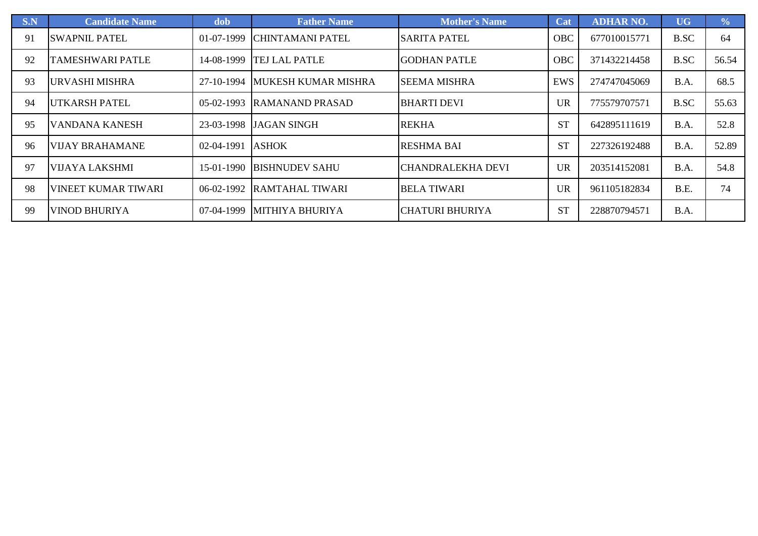| S.N | Candidate Name | dob | Father Name | Mother's Name | Cat | ADHAR NO. | UG | % |
|---|---|---|---|---|---|---|---|---|
| 91 | SWAPNIL PATEL | 01-07-1999 | CHINTAMANI PATEL | SARITA PATEL | OBC | 677010015771 | B.SC | 64 |
| 92 | TAMESHWARI PATLE | 14-08-1999 | TEJ LAL PATLE | GODHAN PATLE | OBC | 371432214458 | B.SC | 56.54 |
| 93 | URVASHI MISHRA | 27-10-1994 | MUKESH KUMAR MISHRA | SEEMA MISHRA | EWS | 274747045069 | B.A. | 68.5 |
| 94 | UTKARSH PATEL | 05-02-1993 | RAMANAND PRASAD | BHARTI DEVI | UR | 775579707571 | B.SC | 55.63 |
| 95 | VANDANA KANESH | 23-03-1998 | JAGAN SINGH | REKHA | ST | 642895111619 | B.A. | 52.8 |
| 96 | VIJAY BRAHAMANE | 02-04-1991 | ASHOK | RESHMA BAI | ST | 227326192488 | B.A. | 52.89 |
| 97 | VIJAYA LAKSHMI | 15-01-1990 | BISHNUDEV SAHU | CHANDRALEKHA DEVI | UR | 203514152081 | B.A. | 54.8 |
| 98 | VINEET KUMAR TIWARI | 06-02-1992 | RAMTAHAL TIWARI | BELA TIWARI | UR | 961105182834 | B.E. | 74 |
| 99 | VINOD BHURIYA | 07-04-1999 | MITHIYA BHURIYA | CHATURI BHURIYA | ST | 228870794571 | B.A. | |